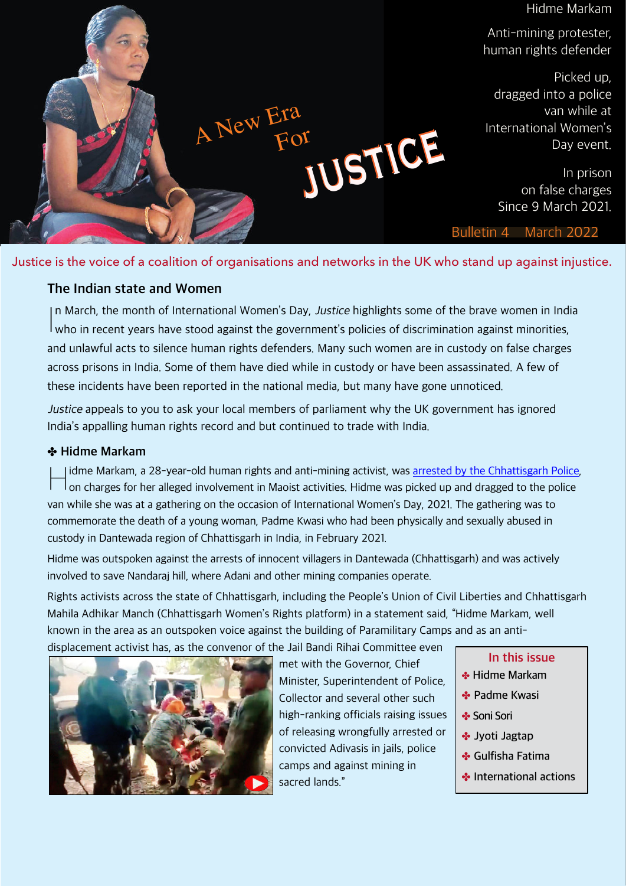Hidme Markam

Anti-mining protester, human rights defender

Picked up, dragged into a police van while at International Women's Day event.

In prison on false charges Since 9 March 2021.

# A New Era For JUSTICE

Bulletin 4 March 2022

Justice is the voice of a coalition of organisations and networks in the UK who stand up against injustice.

## The Indian state and Women

In March, the month of International Women's Day, *Justice* highlights some of the brave women in India who in recent years have stood against the government's policies of discrimination against minorities, and unlawful acts to silence human rights defenders. Many such women are in custody on false charges across prisons in India. Some of them have died while in custody or have been assassinated. A few of these incidents have been reported in the national media, but many have gone unnoticed.

*Justice* appeals to you to ask your local members of parliament why the UK government has ignored India's appalling human rights record and but continued to trade with India.

### ✤ Hidme Markam

Hidme Markam, a 28-year-old human rights and anti-mining activist, was arrested by the Chhattisgarh Police, on charges for her alleged involvement in Maoist activities. Hidme was picked up and dragged to the police van while she was at a gathering on the occasion of International Women's Day, 2021. The gathering was to commemorate the death of a young woman, Padme Kwasi who had been physically and sexually abused in custody in Dantewada region of Chhattisgarh in India, in February 2021.

Hidme was outspoken against the arrests of innocent villagers in Dantewada (Chhattisgarh) and was actively involved to save Nandaraj hill, where Adani and other mining companies operate.

Rights activists across the state of Chhattisgarh, including the People's Union of Civil Liberties and Chhattisgarh Mahila Adhikar Manch (Chhattisgarh Women's Rights platform) in a statement said, "Hidme Markam, well known in the area as an outspoken voice against the building of Paramilitary Camps and as an anti-displacement activist has, as the convenor of the Jail Bandi Rihai Committee even met with the Governor, Chief Minister, Superintendent of Police, Collector and several other such high-ranking officials raising issues of releasing wrongfully arrested or convicted Adivasis in jails, police camps and against mining in sacred lands."

**In this issue**

- ✤ Hidme Markam
- ✤ Padme Kwasi
- ✤ Soni Sori
- ✤ Jyoti Jagtap
- ✤ Gulfisha Fatima
- ✤ International actions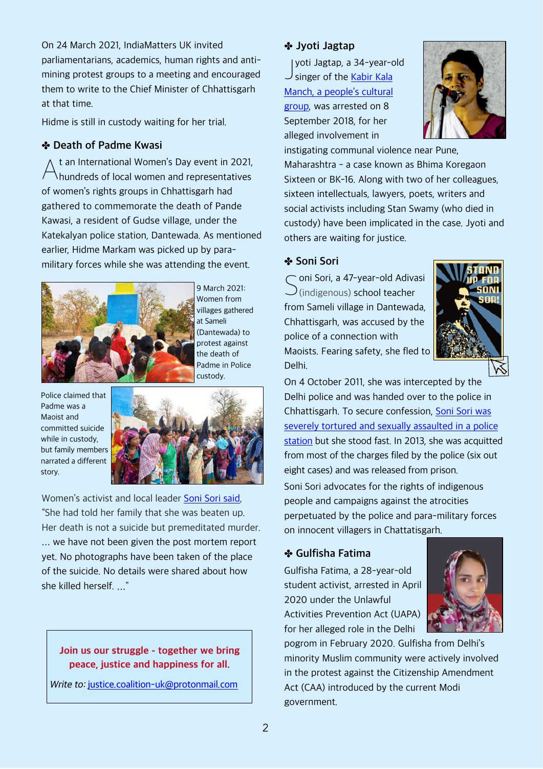On 24 March 2021, IndiaMatters UK invited parliamentarians, academics, human rights and anti-mining protest groups to a meeting and encouraged them to write to the Chief Minister of Chhattisgarh at that time.

Hidme is still in custody waiting for her trial.

## ✤ Death of Padme Kwasi

At an International Women's Day event in 2021, hundreds of local women and representatives of women's rights groups in Chhattisgarh had gathered to commemorate the death of Pande Kawasi, a resident of Gudse village, under the Katekalyan police station, Dantewada. As mentioned earlier, Hidme Markam was picked up by para-military forces while she was attending the event.

9 March 2021: Women from villages gathered at Sameli (Dantewada) to protest against the death of Padme in Police custody.

Police claimed that Padme was a Maoist and committed suicide while in custody, but family members narrated a different story.

Women's activist and local leader Soni Sori said, "She had told her family that she was beaten up. Her death is not a suicide but premeditated murder. ... we have not been given the post mortem report yet. No photographs have been taken of the place of the suicide. No details were shared about how she killed herself. ..."

**Join us our struggle - together we bring peace, justice and happiness for all.**

*Write to:* justice.coalition-uk@protonmail.com

## ✤ Jyoti Jagtap

Jyoti Jagtap, a 34-year-old singer of the Kabir Kala Manch, a people's cultural group, was arrested on 8 September 2018, for her alleged involvement in instigating communal violence near Pune, Maharashtra - a case known as Bhima Koregaon Sixteen or BK-16. Along with two of her colleagues, sixteen intellectuals, lawyers, poets, writers and social activists including Stan Swamy (who died in custody) have been implicated in the case. Jyoti and others are waiting for justice.

## ✤ Soni Sori

Soni Sori, a 47-year-old Adivasi (indigenous) school teacher from Sameli village in Dantewada, Chhattisgarh, was accused by the police of a connection with Maoists. Fearing safety, she fled to Delhi.

On 4 October 2011, she was intercepted by the Delhi police and was handed over to the police in Chhattisgarh. To secure confession, Soni Sori was severely tortured and sexually assaulted in a police station but she stood fast. In 2013, she was acquitted from most of the charges filed by the police (six out eight cases) and was released from prison.

Soni Sori advocates for the rights of indigenous people and campaigns against the atrocities perpetuated by the police and para-military forces on innocent villagers in Chattatisgarh.

## ✤ Gulfisha Fatima

Gulfisha Fatima, a 28-year-old student activist, arrested in April 2020 under the Unlawful Activities Prevention Act (UAPA) for her alleged role in the Delhi pogrom in February 2020. Gulfisha from Delhi's minority Muslim community were actively involved in the protest against the Citizenship Amendment Act (CAA) introduced by the current Modi government.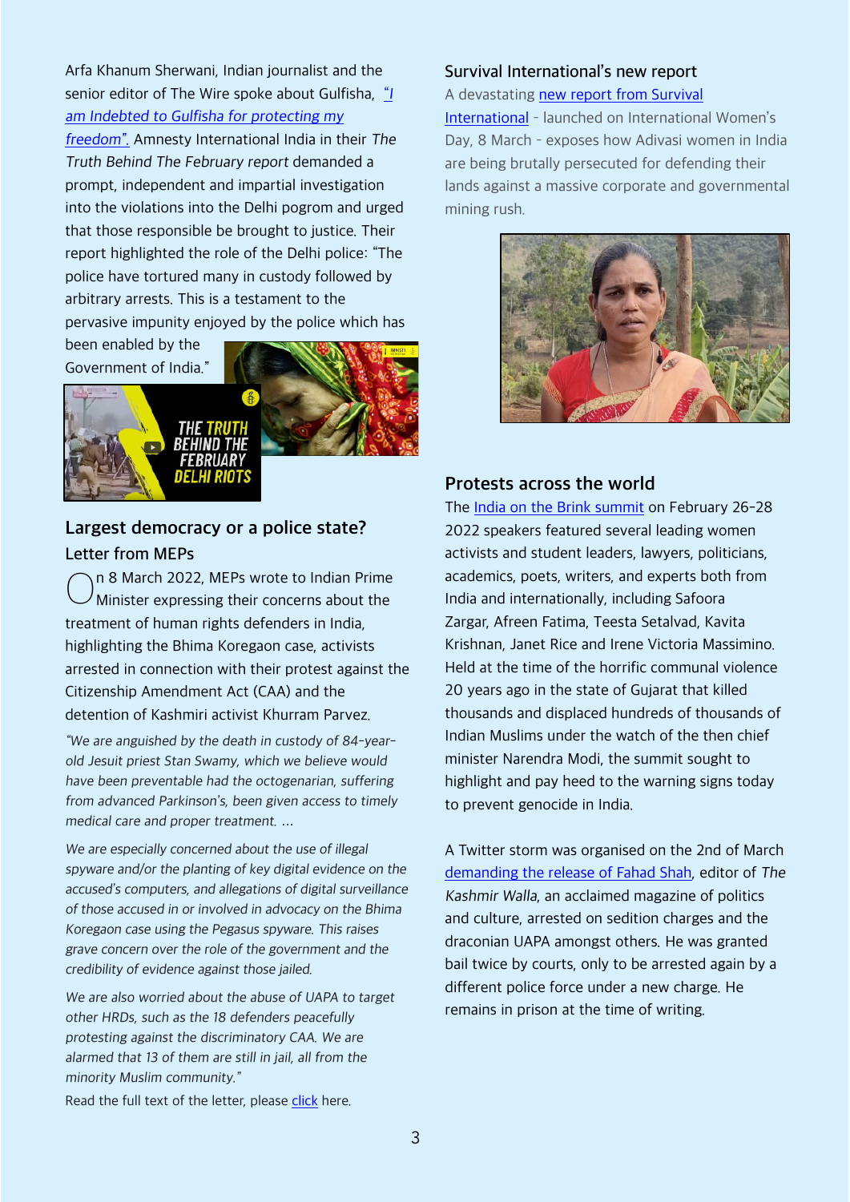Arfa Khanum Sherwani, Indian journalist and the senior editor of The Wire spoke about Gulfisha, *"I am Indebted to Gulfisha for protecting my freedom".* Amnesty International India in their *The Truth Behind The February report* demanded a prompt, independent and impartial investigation into the violations into the Delhi pogrom and urged that those responsible be brought to justice. Their report highlighted the role of the Delhi police: "The police have tortured many in custody followed by arbitrary arrests. This is a testament to the pervasive impunity enjoyed by the police which has been enabled by the Government of India."

## Largest democracy or a police state?

### Letter from MEPs

On 8 March 2022, MEPs wrote to Indian Prime Minister expressing their concerns about the treatment of human rights defenders in India, highlighting the Bhima Koregaon case, activists arrested in connection with their protest against the Citizenship Amendment Act (CAA) and the detention of Kashmiri activist Khurram Parvez.

*"We are anguished by the death in custody of 84-year-old Jesuit priest Stan Swamy, which we believe would have been preventable had the octogenarian, suffering from advanced Parkinson's, been given access to timely medical care and proper treatment. ...*

*We are especially concerned about the use of illegal spyware and/or the planting of key digital evidence on the accused's computers, and allegations of digital surveillance of those accused in or involved in advocacy on the Bhima Koregaon case using the Pegasus spyware. This raises grave concern over the role of the government and the credibility of evidence against those jailed.*

*We are also worried about the abuse of UAPA to target other HRDs, such as the 18 defenders peacefully protesting against the discriminatory CAA. We are alarmed that 13 of them are still in jail, all from the minority Muslim community."*

Read the full text of the letter, please click here.

### Survival International's new report

A devastating new report from Survival International - launched on International Women's Day, 8 March - exposes how Adivasi women in India are being brutally persecuted for defending their lands against a massive corporate and governmental mining rush.

## Protests across the world

The India on the Brink summit on February 26-28 2022 speakers featured several leading women activists and student leaders, lawyers, politicians, academics, poets, writers, and experts both from India and internationally, including Safoora Zargar, Afreen Fatima, Teesta Setalvad, Kavita Krishnan, Janet Rice and Irene Victoria Massimino. Held at the time of the horrific communal violence 20 years ago in the state of Gujarat that killed thousands and displaced hundreds of thousands of Indian Muslims under the watch of the then chief minister Narendra Modi, the summit sought to highlight and pay heed to the warning signs today to prevent genocide in India.

A Twitter storm was organised on the 2nd of March demanding the release of Fahad Shah, editor of *The Kashmir Walla*, an acclaimed magazine of politics and culture, arrested on sedition charges and the draconian UAPA amongst others. He was granted bail twice by courts, only to be arrested again by a different police force under a new charge. He remains in prison at the time of writing.